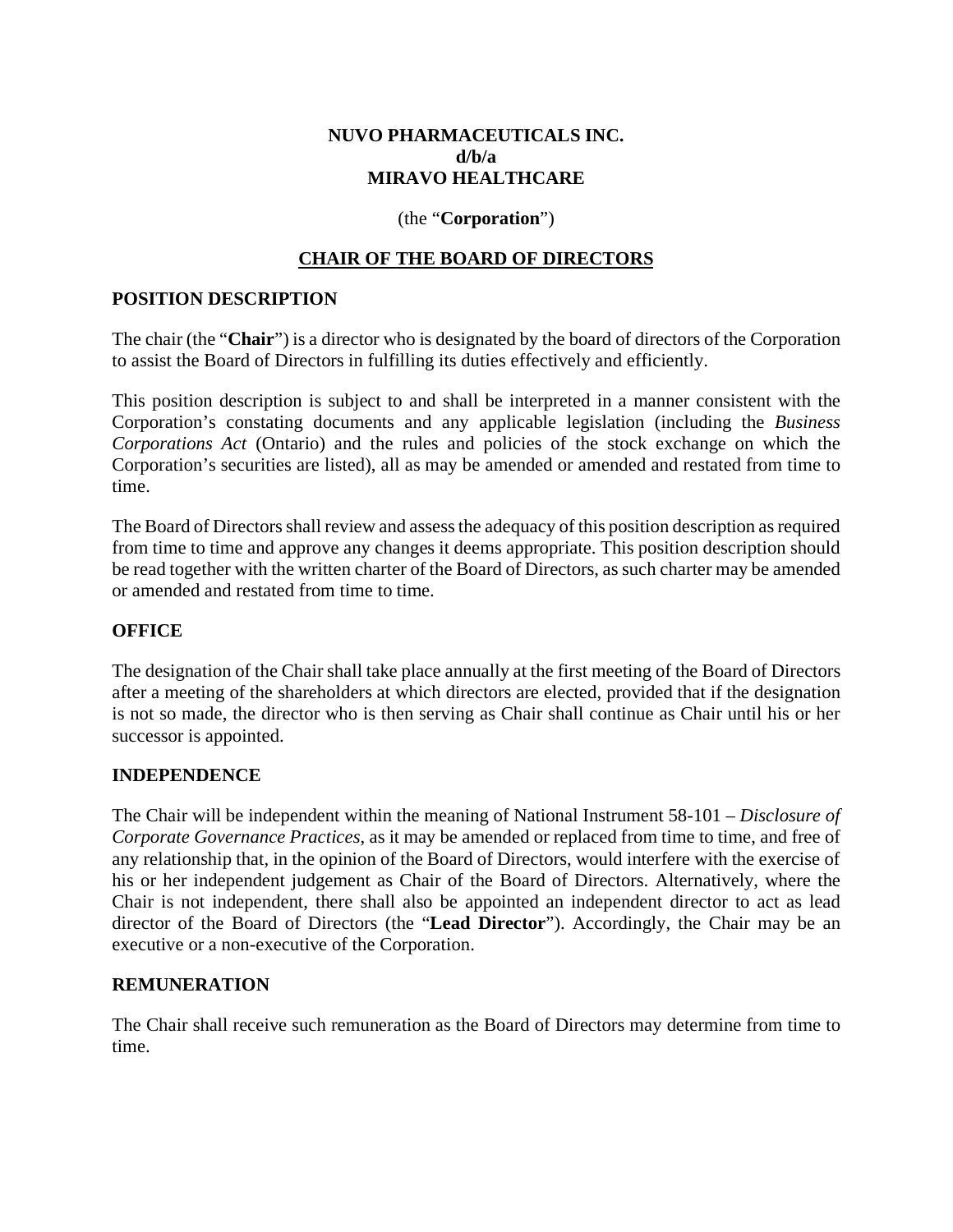**NUVO PHARMACEUTICALS INC.**
**d/b/a**
**MIRAVO HEALTHCARE**

(the "**Corporation**")

# CHAIR OF THE BOARD OF DIRECTORS

## POSITION DESCRIPTION

The chair (the "**Chair**") is a director who is designated by the board of directors of the Corporation to assist the Board of Directors in fulfilling its duties effectively and efficiently.

This position description is subject to and shall be interpreted in a manner consistent with the Corporation's constating documents and any applicable legislation (including the *Business Corporations Act* (Ontario) and the rules and policies of the stock exchange on which the Corporation's securities are listed), all as may be amended or amended and restated from time to time.

The Board of Directors shall review and assess the adequacy of this position description as required from time to time and approve any changes it deems appropriate. This position description should be read together with the written charter of the Board of Directors, as such charter may be amended or amended and restated from time to time.

## OFFICE

The designation of the Chair shall take place annually at the first meeting of the Board of Directors after a meeting of the shareholders at which directors are elected, provided that if the designation is not so made, the director who is then serving as Chair shall continue as Chair until his or her successor is appointed.

## INDEPENDENCE

The Chair will be independent within the meaning of National Instrument 58-101 – *Disclosure of Corporate Governance Practices*, as it may be amended or replaced from time to time, and free of any relationship that, in the opinion of the Board of Directors, would interfere with the exercise of his or her independent judgement as Chair of the Board of Directors. Alternatively, where the Chair is not independent, there shall also be appointed an independent director to act as lead director of the Board of Directors (the "**Lead Director**"). Accordingly, the Chair may be an executive or a non-executive of the Corporation.

## REMUNERATION

The Chair shall receive such remuneration as the Board of Directors may determine from time to time.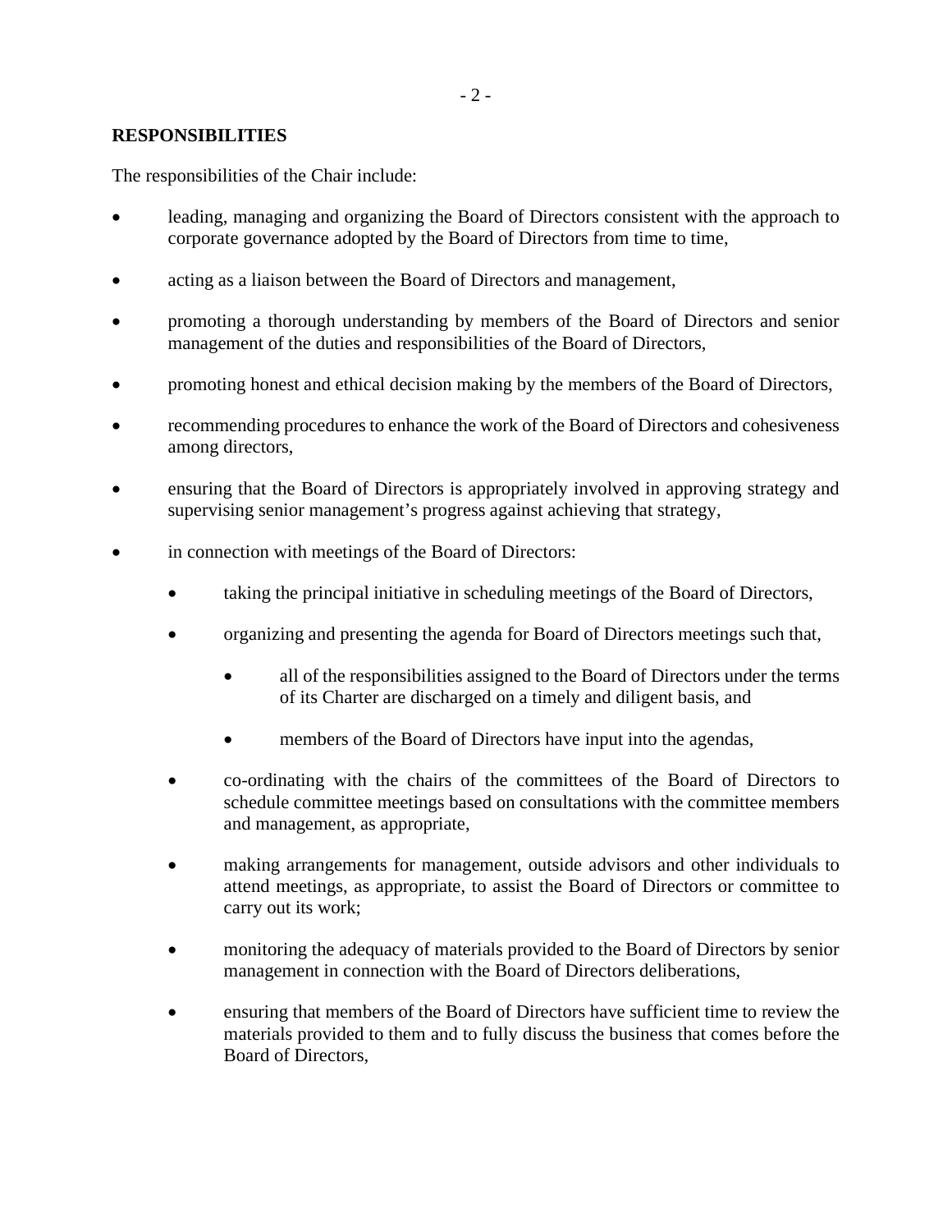**RESPONSIBILITIES**

The responsibilities of the Chair include:

- leading, managing and organizing the Board of Directors consistent with the approach to corporate governance adopted by the Board of Directors from time to time,
- acting as a liaison between the Board of Directors and management,
- promoting a thorough understanding by members of the Board of Directors and senior management of the duties and responsibilities of the Board of Directors,
- promoting honest and ethical decision making by the members of the Board of Directors,
- recommending procedures to enhance the work of the Board of Directors and cohesiveness among directors,
- ensuring that the Board of Directors is appropriately involved in approving strategy and supervising senior management's progress against achieving that strategy,
- in connection with meetings of the Board of Directors:
  - taking the principal initiative in scheduling meetings of the Board of Directors,
  - organizing and presenting the agenda for Board of Directors meetings such that,
    - all of the responsibilities assigned to the Board of Directors under the terms of its Charter are discharged on a timely and diligent basis, and
    - members of the Board of Directors have input into the agendas,
  - co-ordinating with the chairs of the committees of the Board of Directors to schedule committee meetings based on consultations with the committee members and management, as appropriate,
  - making arrangements for management, outside advisors and other individuals to attend meetings, as appropriate, to assist the Board of Directors or committee to carry out its work;
  - monitoring the adequacy of materials provided to the Board of Directors by senior management in connection with the Board of Directors deliberations,
  - ensuring that members of the Board of Directors have sufficient time to review the materials provided to them and to fully discuss the business that comes before the Board of Directors,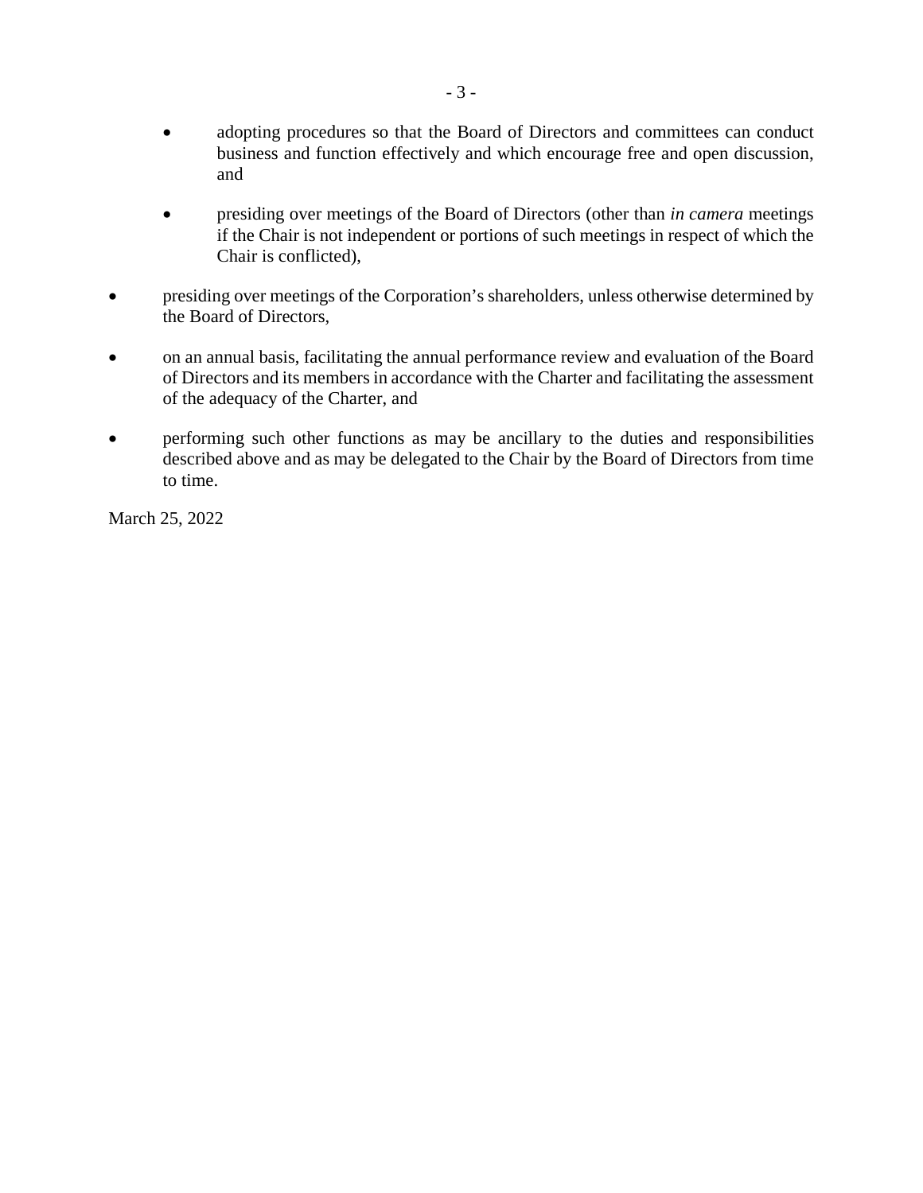- adopting procedures so that the Board of Directors and committees can conduct business and function effectively and which encourage free and open discussion, and

  - presiding over meetings of the Board of Directors (other than *in camera* meetings if the Chair is not independent or portions of such meetings in respect of which the Chair is conflicted),

- presiding over meetings of the Corporation's shareholders, unless otherwise determined by the Board of Directors,

- on an annual basis, facilitating the annual performance review and evaluation of the Board of Directors and its members in accordance with the Charter and facilitating the assessment of the adequacy of the Charter, and

- performing such other functions as may be ancillary to the duties and responsibilities described above and as may be delegated to the Chair by the Board of Directors from time to time.

March 25, 2022